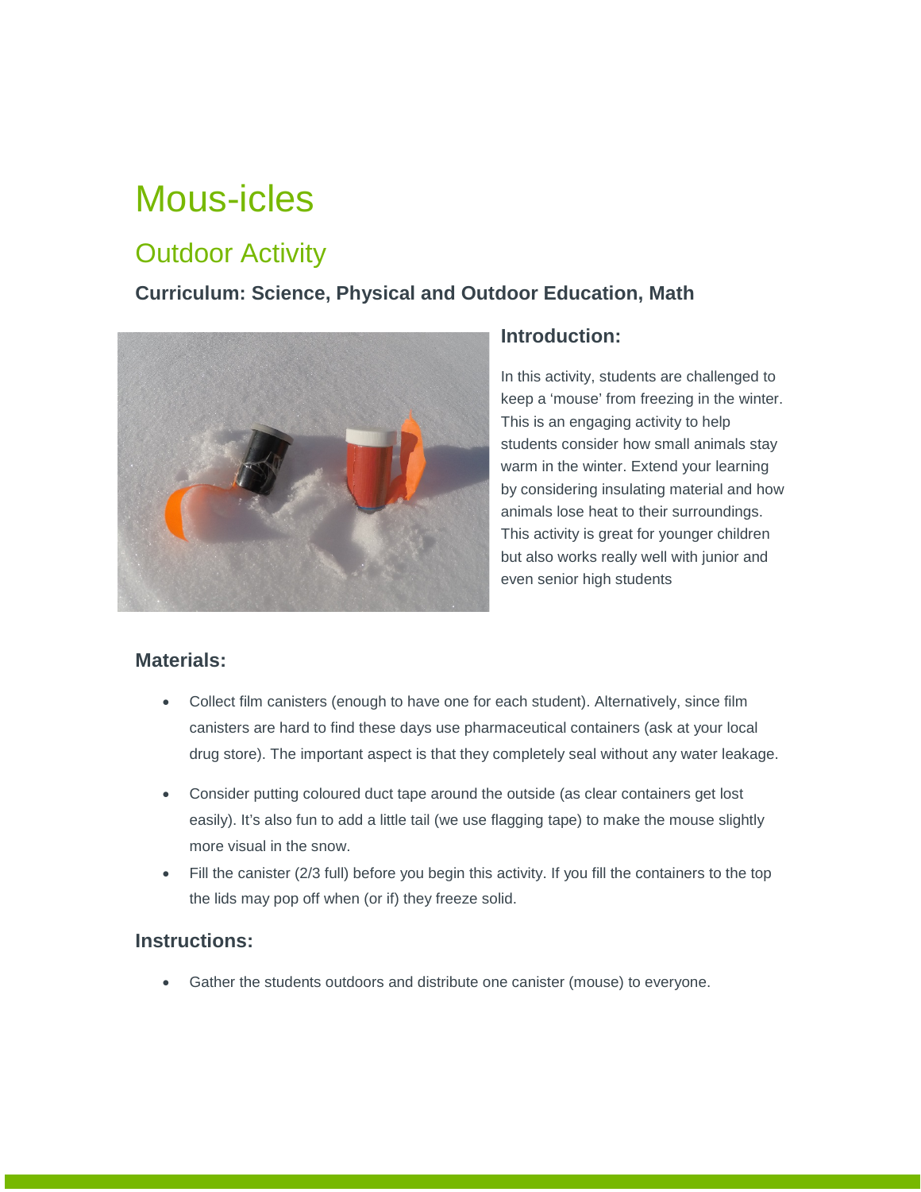# Mous-icles

## Outdoor Activity

**Curriculum: Science, Physical and Outdoor Education, Math**

### Introduction:

In this activity, students are challenged to keep a 'mouse' from freezing in the winter. This is an engaging activity to help students consider how small animals stay warm in the winter. Extend your learning by considering insulating material and how animals lose heat to their surroundings. This activity is great for younger children but also works really well with junior and even senior high students

### Materials:

- Collect film canisters (enough to have one for each student). Alternatively, since film canisters are hard to find these days use pharmaceutical containers (ask at your local drug store). The important aspect is that they completely seal without any water leakage.
- Consider putting coloured duct tape around the outside (as clear containers get lost easily). It's also fun to add a little tail (we use flagging tape) to make the mouse slightly more visual in the snow.
- Fill the canister (2/3 full) before you begin this activity. If you fill the containers to the top the lids may pop off when (or if) they freeze solid.

### Instructions:

- Gather the students outdoors and distribute one canister (mouse) to everyone.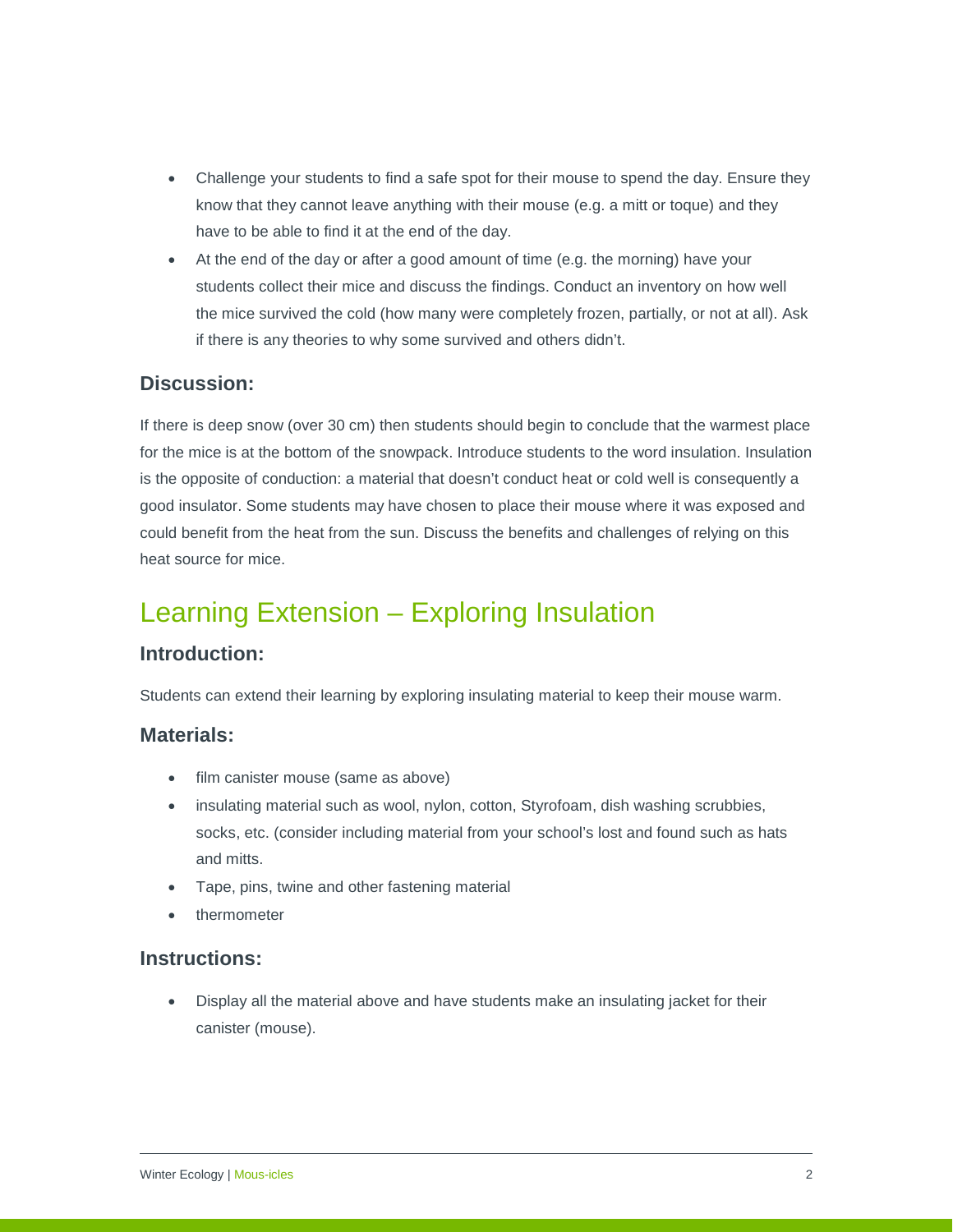- Challenge your students to find a safe spot for their mouse to spend the day. Ensure they know that they cannot leave anything with their mouse (e.g. a mitt or toque) and they have to be able to find it at the end of the day.
- At the end of the day or after a good amount of time (e.g. the morning) have your students collect their mice and discuss the findings. Conduct an inventory on how well the mice survived the cold (how many were completely frozen, partially, or not at all). Ask if there is any theories to why some survived and others didn't.

### Discussion:

If there is deep snow (over 30 cm) then students should begin to conclude that the warmest place for the mice is at the bottom of the snowpack. Introduce students to the word insulation. Insulation is the opposite of conduction: a material that doesn't conduct heat or cold well is consequently a good insulator. Some students may have chosen to place their mouse where it was exposed and could benefit from the heat from the sun. Discuss the benefits and challenges of relying on this heat source for mice.

## Learning Extension – Exploring Insulation

### Introduction:

Students can extend their learning by exploring insulating material to keep their mouse warm.

### Materials:

- film canister mouse (same as above)
- insulating material such as wool, nylon, cotton, Styrofoam, dish washing scrubbies, socks, etc. (consider including material from your school's lost and found such as hats and mitts.
- Tape, pins, twine and other fastening material
- thermometer

### Instructions:

- Display all the material above and have students make an insulating jacket for their canister (mouse).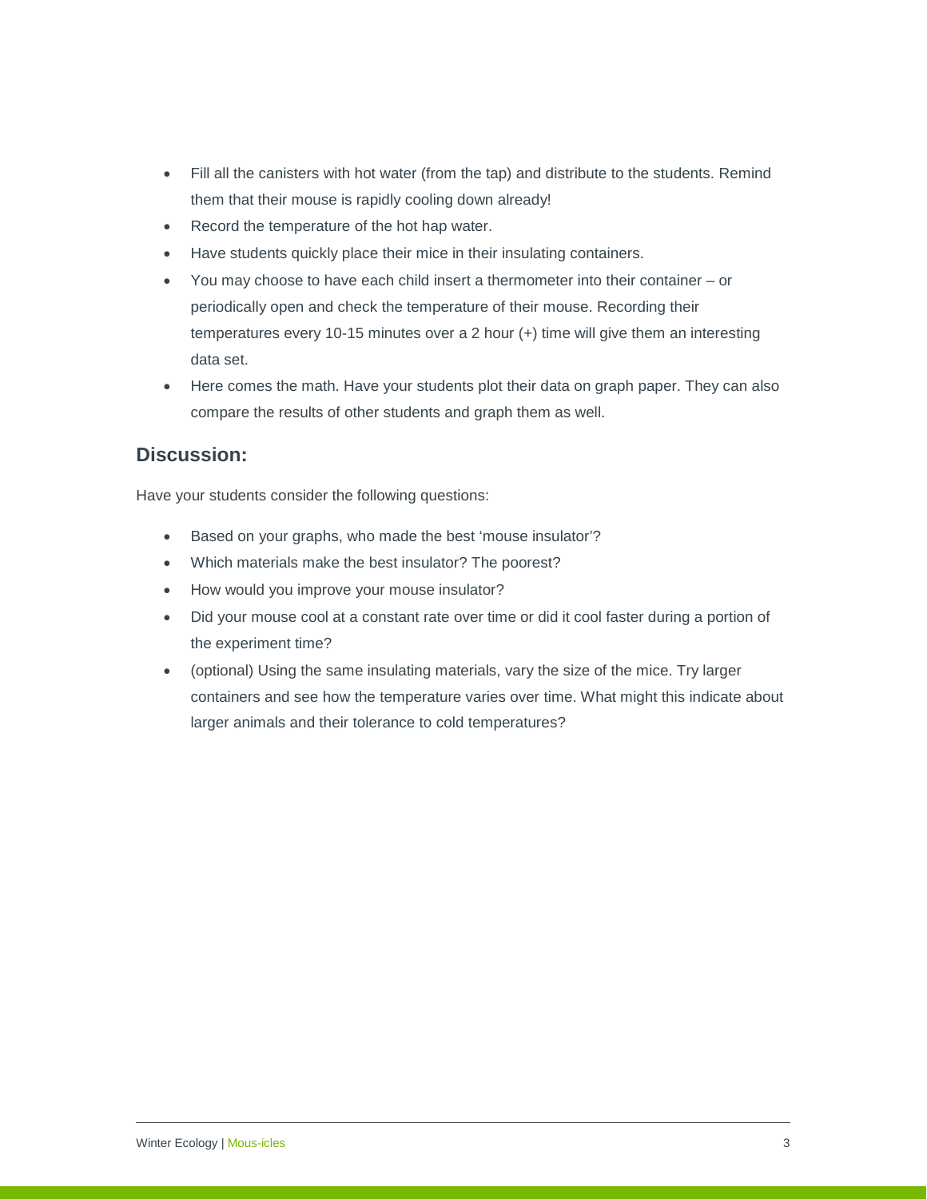- Fill all the canisters with hot water (from the tap) and distribute to the students. Remind them that their mouse is rapidly cooling down already!
- Record the temperature of the hot hap water.
- Have students quickly place their mice in their insulating containers.
- You may choose to have each child insert a thermometer into their container – or periodically open and check the temperature of their mouse. Recording their temperatures every 10-15 minutes over a 2 hour (+) time will give them an interesting data set.
- Here comes the math. Have your students plot their data on graph paper. They can also compare the results of other students and graph them as well.

## Discussion:

Have your students consider the following questions:

- Based on your graphs, who made the best 'mouse insulator'?
- Which materials make the best insulator? The poorest?
- How would you improve your mouse insulator?
- Did your mouse cool at a constant rate over time or did it cool faster during a portion of the experiment time?
- (optional) Using the same insulating materials, vary the size of the mice. Try larger containers and see how the temperature varies over time. What might this indicate about larger animals and their tolerance to cold temperatures?